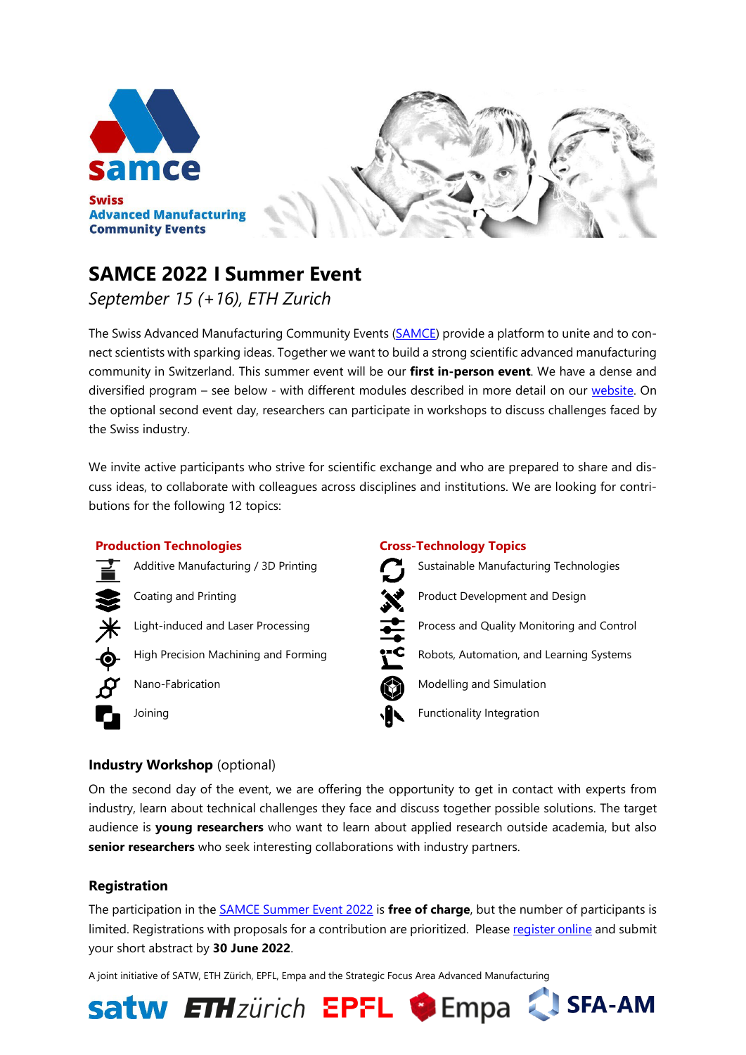**samce**

**Swiss**
**Advanced Manufacturing**
**Community Events**

# SAMCE 2022 I Summer Event

*September 15 (+16), ETH Zurich*

The Swiss Advanced Manufacturing Community Events (SAMCE) provide a platform to unite and to connect scientists with sparking ideas. Together we want to build a strong scientific advanced manufacturing community in Switzerland. This summer event will be our **first in-person event**. We have a dense and diversified program – see below - with different modules described in more detail on our website. On the optional second event day, researchers can participate in workshops to discuss challenges faced by the Swiss industry.

We invite active participants who strive for scientific exchange and who are prepared to share and discuss ideas, to collaborate with colleagues across disciplines and institutions. We are looking for contributions for the following 12 topics:

**Production Technologies**

- Additive Manufacturing / 3D Printing
- Coating and Printing
- Light-induced and Laser Processing
- High Precision Machining and Forming
- Nano-Fabrication
- Joining

**Cross-Technology Topics**

- Sustainable Manufacturing Technologies
- Product Development and Design
- Process and Quality Monitoring and Control
- Robots, Automation, and Learning Systems
- Modelling and Simulation
- Functionality Integration

### Industry Workshop (optional)

On the second day of the event, we are offering the opportunity to get in contact with experts from industry, learn about technical challenges they face and discuss together possible solutions. The target audience is **young researchers** who want to learn about applied research outside academia, but also **senior researchers** who seek interesting collaborations with industry partners.

### Registration

The participation in the SAMCE Summer Event 2022 is **free of charge**, but the number of participants is limited. Registrations with proposals for a contribution are prioritized. Please register online and submit your short abstract by **30 June 2022**.

A joint initiative of SATW, ETH Zürich, EPFL, Empa and the Strategic Focus Area Advanced Manufacturing

satw ETH zürich EPFL Empa SFA-AM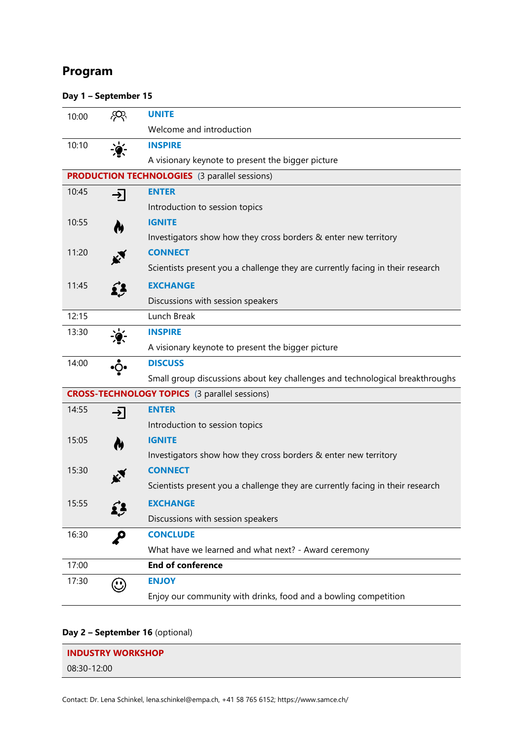## Program

### Day 1 – September 15

| | | |
|---|---|---|
| 10:00 | | **UNITE**<br>Welcome and introduction |
| 10:10 | | **INSPIRE**<br>A visionary keynote to present the bigger picture |
| **PRODUCTION TECHNOLOGIES** (3 parallel sessions) | | |
| 10:45 | | **ENTER**<br>Introduction to session topics |
| 10:55 | | **IGNITE**<br>Investigators show how they cross borders & enter new territory |
| 11:20 | | **CONNECT**<br>Scientists present you a challenge they are currently facing in their research |
| 11:45 | | **EXCHANGE**<br>Discussions with session speakers |
| 12:15 | | Lunch Break |
| 13:30 | | **INSPIRE**<br>A visionary keynote to present the bigger picture |
| 14:00 | | **DISCUSS**<br>Small group discussions about key challenges and technological breakthroughs |
| **CROSS-TECHNOLOGY TOPICS** (3 parallel sessions) | | |
| 14:55 | | **ENTER**<br>Introduction to session topics |
| 15:05 | | **IGNITE**<br>Investigators show how they cross borders & enter new territory |
| 15:30 | | **CONNECT**<br>Scientists present you a challenge they are currently facing in their research |
| 15:55 | | **EXCHANGE**<br>Discussions with session speakers |
| 16:30 | | **CONCLUDE**<br>What have we learned and what next? - Award ceremony |
| 17:00 | | **End of conference** |
| 17:30 | | **ENJOY**<br>Enjoy our community with drinks, food and a bowling competition |

### Day 2 – September 16 (optional)

**INDUSTRY WORKSHOP**
08:30-12:00

Contact: Dr. Lena Schinkel, lena.schinkel@empa.ch, +41 58 765 6152; https://www.samce.ch/